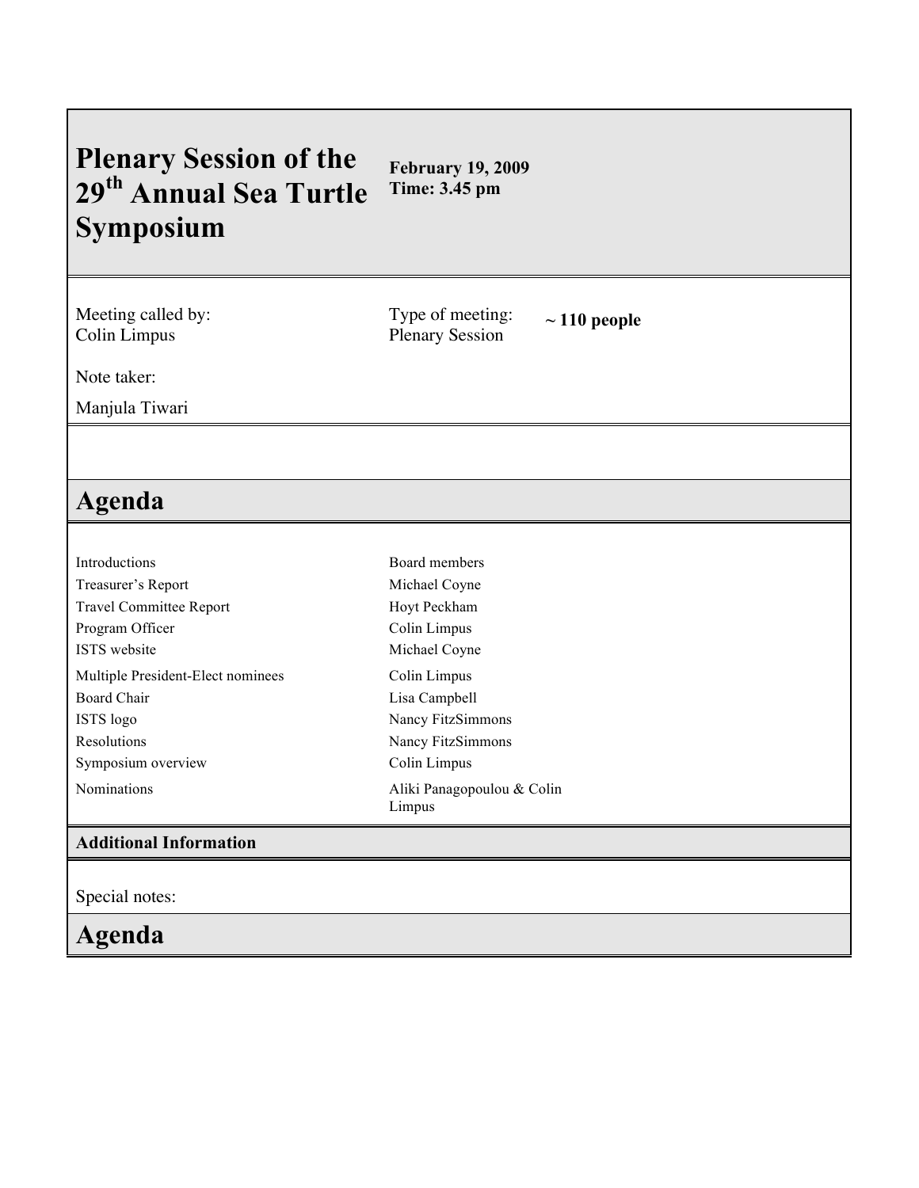# Plenary Session of the 29th Annual Sea Turtle Symposium

**February 19, 2009**
**Time: 3.45 pm**

Meeting called by:
Colin Limpus

Type of meeting:
Plenary Session

**~ 110 people**

Note taker:

Manjula Tiwari

## Agenda

| | |
|---|---|
| Introductions | Board members |
| Treasurer's Report | Michael Coyne |
| Travel Committee Report | Hoyt Peckham |
| Program Officer | Colin Limpus |
| ISTS website | Michael Coyne |
| Multiple President-Elect nominees | Colin Limpus |
| Board Chair | Lisa Campbell |
| ISTS logo | Nancy FitzSimmons |
| Resolutions | Nancy FitzSimmons |
| Symposium overview | Colin Limpus |
| Nominations | Aliki Panagopoulou & Colin Limpus |

### Additional Information

Special notes:

## Agenda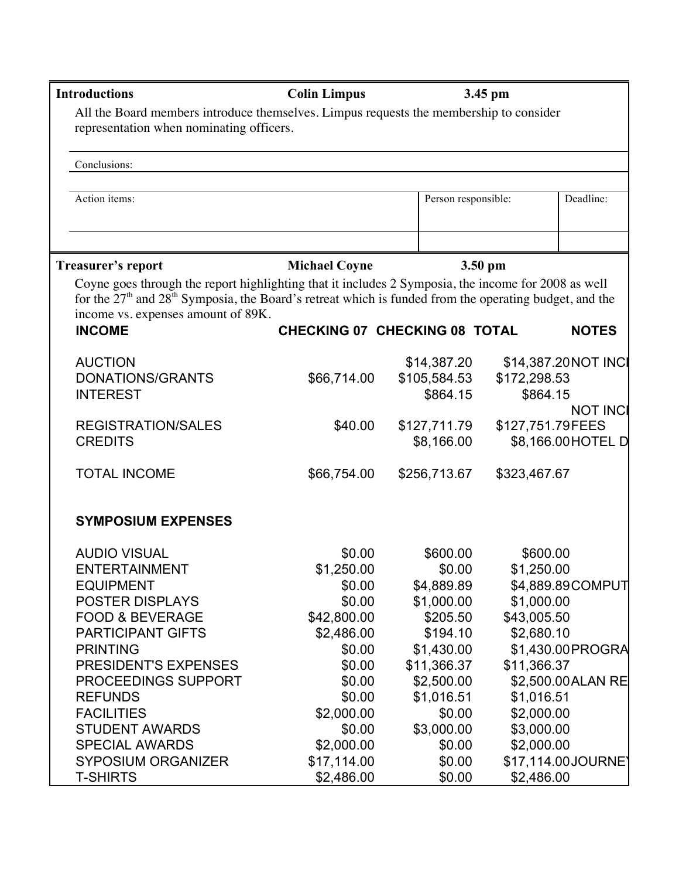| **Introductions** | **Colin Limpus** | **3.45 pm** | |
|---|---|---|---|

All the Board members introduce themselves. Limpus requests the membership to consider representation when nominating officers.

Conclusions:

| Action items: | Person responsible: | Deadline: |
|---|---|---|
| | | |

| **Treasurer's report** | **Michael Coyne** | **3.50 pm** |
|---|---|---|

Coyne goes through the report highlighting that it includes 2 Symposia, the income for 2008 as well for the 27th and 28th Symposia, the Board's retreat which is funded from the operating budget, and the income vs. expenses amount of 89K.

| **INCOME** | **CHECKING 07** | **CHECKING 08** | **TOTAL** | **NOTES** |
|---|---|---|---|---|
| AUCTION | | $14,387.20 | $14,387.20 | NOT INCI |
| DONATIONS/GRANTS | $66,714.00 | $105,584.53 | $172,298.53 | |
| INTEREST | | $864.15 | $864.15 | |
| REGISTRATION/SALES | $40.00 | $127,711.79 | $127,751.79 | NOT INCI FEES |
| CREDITS | | $8,166.00 | $8,166.00 | HOTEL D |
| TOTAL INCOME | $66,754.00 | $256,713.67 | $323,467.67 | |
| | | | | |
| **SYMPOSIUM EXPENSES** | | | | |
| AUDIO VISUAL | $0.00 | $600.00 | $600.00 | |
| ENTERTAINMENT | $1,250.00 | $0.00 | $1,250.00 | |
| EQUIPMENT | $0.00 | $4,889.89 | $4,889.89 | COMPUT |
| POSTER DISPLAYS | $0.00 | $1,000.00 | $1,000.00 | |
| FOOD & BEVERAGE | $42,800.00 | $205.50 | $43,005.50 | |
| PARTICIPANT GIFTS | $2,486.00 | $194.10 | $2,680.10 | |
| PRINTING | $0.00 | $1,430.00 | $1,430.00 | PROGRA |
| PRESIDENT'S EXPENSES | $0.00 | $11,366.37 | $11,366.37 | |
| PROCEEDINGS SUPPORT | $0.00 | $2,500.00 | $2,500.00 | ALAN RE |
| REFUNDS | $0.00 | $1,016.51 | $1,016.51 | |
| FACILITIES | $2,000.00 | $0.00 | $2,000.00 | |
| STUDENT AWARDS | $0.00 | $3,000.00 | $3,000.00 | |
| SPECIAL AWARDS | $2,000.00 | $0.00 | $2,000.00 | |
| SYPOSIUM ORGANIZER | $17,114.00 | $0.00 | $17,114.00 | JOURNEY |
| T-SHIRTS | $2,486.00 | $0.00 | $2,486.00 | |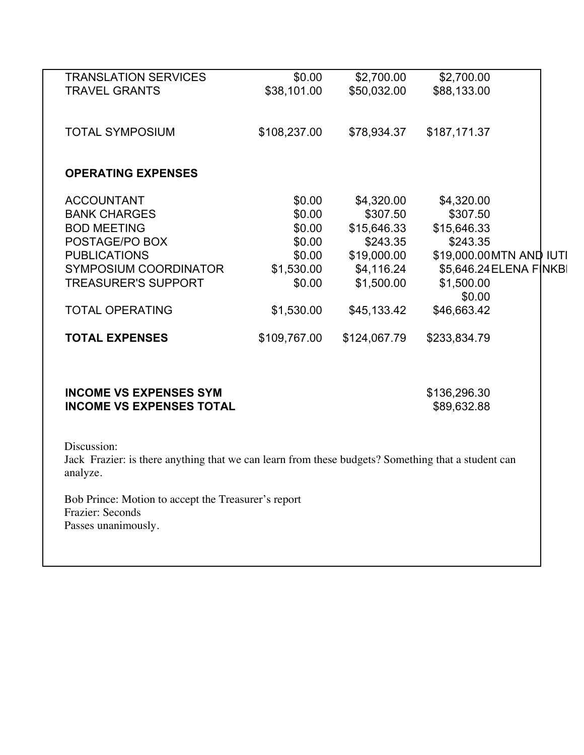| | | | | |
|---|---|---|---|---|
| TRANSLATION SERVICES | $0.00 | $2,700.00 | $2,700.00 | |
| TRAVEL GRANTS | $38,101.00 | $50,032.00 | $88,133.00 | |
| | | | | |
| TOTAL SYMPOSIUM | $108,237.00 | $78,934.37 | $187,171.37 | |
| | | | | |
| **OPERATING EXPENSES** | | | | |
| | | | | |
| ACCOUNTANT | $0.00 | $4,320.00 | $4,320.00 | |
| BANK CHARGES | $0.00 | $307.50 | $307.50 | |
| BOD MEETING | $0.00 | $15,646.33 | $15,646.33 | |
| POSTAGE/PO BOX | $0.00 | $243.35 | $243.35 | |
| PUBLICATIONS | $0.00 | $19,000.00 | $19,000.00 | MTN AND IUTI |
| SYMPOSIUM COORDINATOR | $1,530.00 | $4,116.24 | $5,646.24 | ELENA FINKBI |
| TREASURER'S SUPPORT | $0.00 | $1,500.00 | $1,500.00 | |
| | | | $0.00 | |
| TOTAL OPERATING | $1,530.00 | $45,133.42 | $46,663.42 | |
| | | | | |
| **TOTAL EXPENSES** | $109,767.00 | $124,067.79 | $233,834.79 | |
| | | | | |
| **INCOME VS EXPENSES SYM** | | | $136,296.30 | |
| **INCOME VS EXPENSES TOTAL** | | | $89,632.88 | |

Discussion:
Jack Frazier: is there anything that we can learn from these budgets? Something that a student can analyze.

Bob Prince: Motion to accept the Treasurer's report
Frazier: Seconds
Passes unanimously.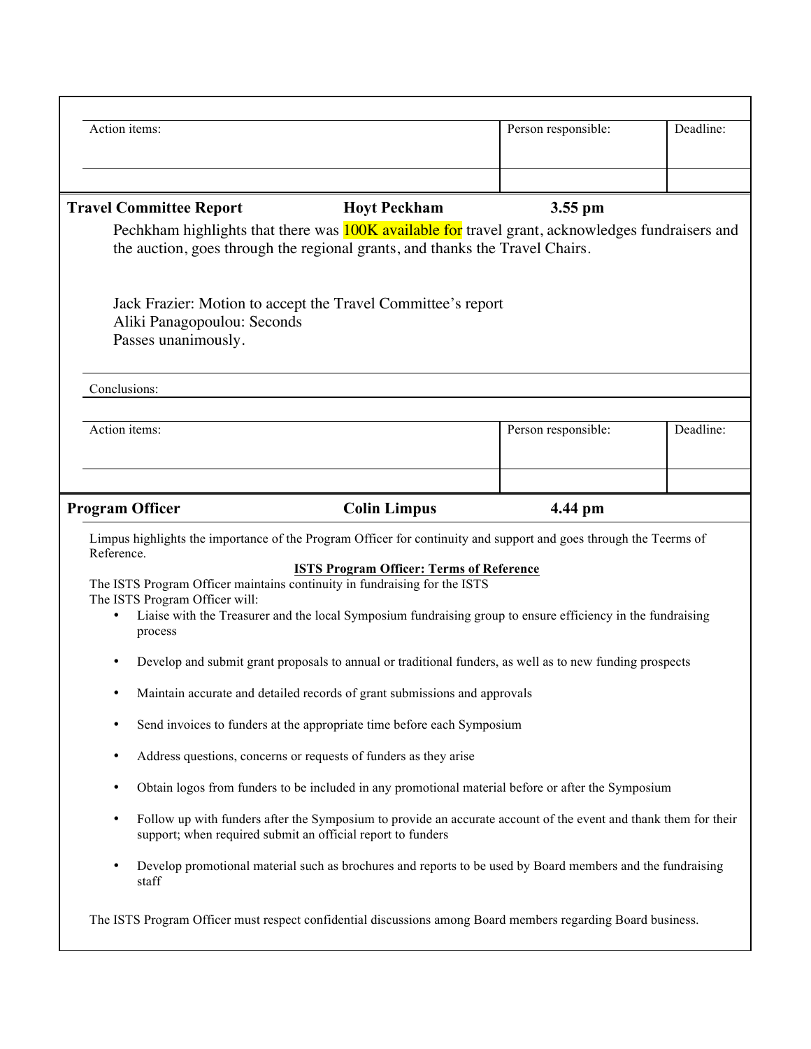| Action items: | Person responsible: | Deadline: |
|---|---|---|
| | | |

**Travel Committee Report** **Hoyt Peckham** **3.55 pm**

Pechkham highlights that there was 100K available for travel grant, acknowledges fundraisers and the auction, goes through the regional grants, and thanks the Travel Chairs.

Jack Frazier: Motion to accept the Travel Committee's report
Aliki Panagopoulou: Seconds
Passes unanimously.

Conclusions:

| Action items: | Person responsible: | Deadline: |
|---|---|---|
| | | |

**Program Officer** **Colin Limpus** **4.44 pm**

Limpus highlights the importance of the Program Officer for continuity and support and goes through the Teerms of Reference.

**ISTS Program Officer: Terms of Reference**

The ISTS Program Officer maintains continuity in fundraising for the ISTS
The ISTS Program Officer will:

- Liaise with the Treasurer and the local Symposium fundraising group to ensure efficiency in the fundraising process
- Develop and submit grant proposals to annual or traditional funders, as well as to new funding prospects
- Maintain accurate and detailed records of grant submissions and approvals
- Send invoices to funders at the appropriate time before each Symposium
- Address questions, concerns or requests of funders as they arise
- Obtain logos from funders to be included in any promotional material before or after the Symposium
- Follow up with funders after the Symposium to provide an accurate account of the event and thank them for their support; when required submit an official report to funders
- Develop promotional material such as brochures and reports to be used by Board members and the fundraising staff

The ISTS Program Officer must respect confidential discussions among Board members regarding Board business.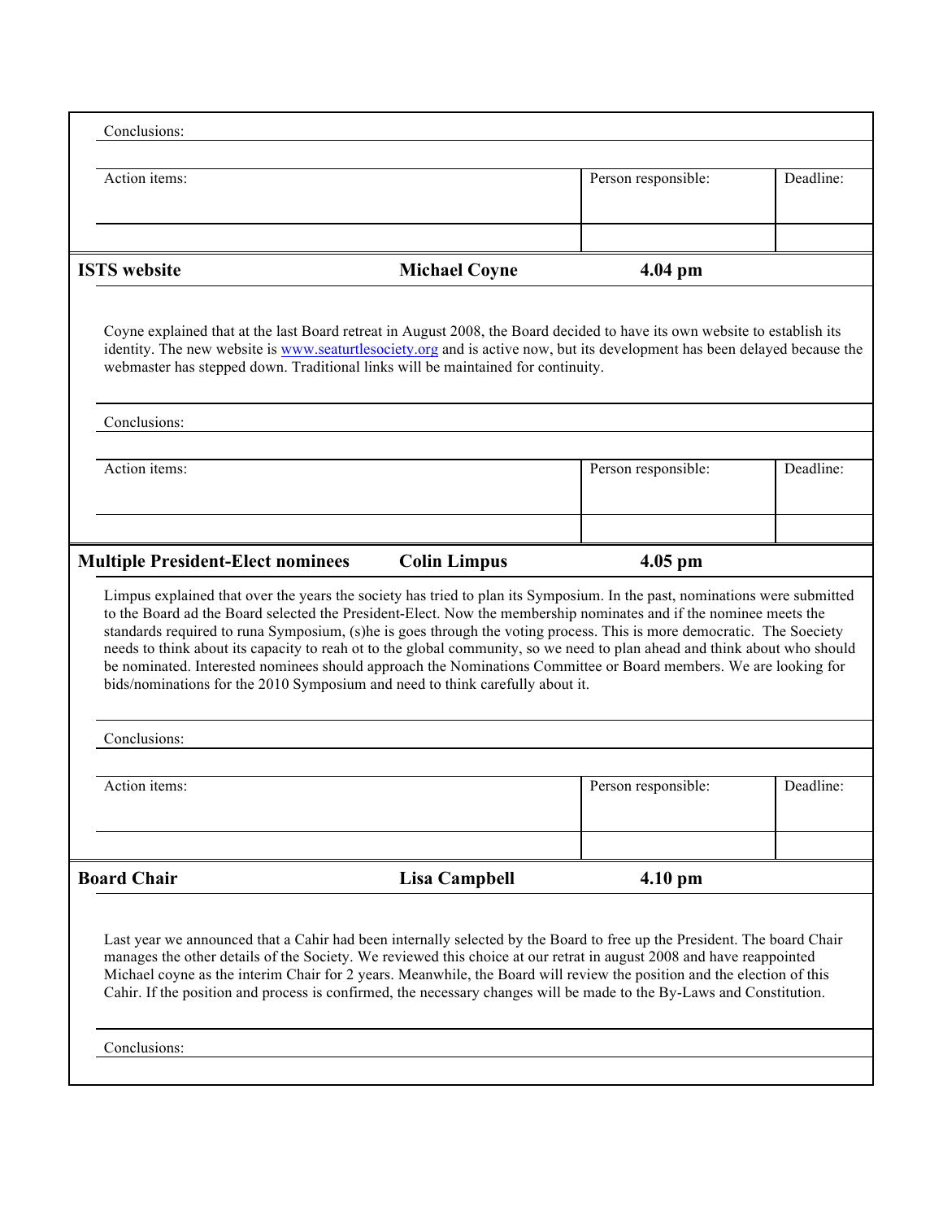Conclusions:

| Action items: | Person responsible: | Deadline: |
|---|---|---|
| | | |

## ISTS website — Michael Coyne — 4.04 pm

Coyne explained that at the last Board retreat in August 2008, the Board decided to have its own website to establish its identity. The new website is www.seaturtlesociety.org and is active now, but its development has been delayed because the webmaster has stepped down. Traditional links will be maintained for continuity.

Conclusions:

| Action items: | Person responsible: | Deadline: |
|---|---|---|
| | | |

## Multiple President-Elect nominees — Colin Limpus — 4.05 pm

Limpus explained that over the years the society has tried to plan its Symposium. In the past, nominations were submitted to the Board ad the Board selected the President-Elect. Now the membership nominates and if the nominee meets the standards required to runa Symposium, (s)he is goes through the voting process. This is more democratic. The Soeciety needs to think about its capacity to reah ot to the global community, so we need to plan ahead and think about who should be nominated. Interested nominees should approach the Nominations Committee or Board members. We are looking for bids/nominations for the 2010 Symposium and need to think carefully about it.

Conclusions:

| Action items: | Person responsible: | Deadline: |
|---|---|---|
| | | |

## Board Chair — Lisa Campbell — 4.10 pm

Last year we announced that a Cahir had been internally selected by the Board to free up the President. The board Chair manages the other details of the Society. We reviewed this choice at our retrat in august 2008 and have reappointed Michael coyne as the interim Chair for 2 years. Meanwhile, the Board will review the position and the election of this Cahir. If the position and process is confirmed, the necessary changes will be made to the By-Laws and Constitution.

Conclusions: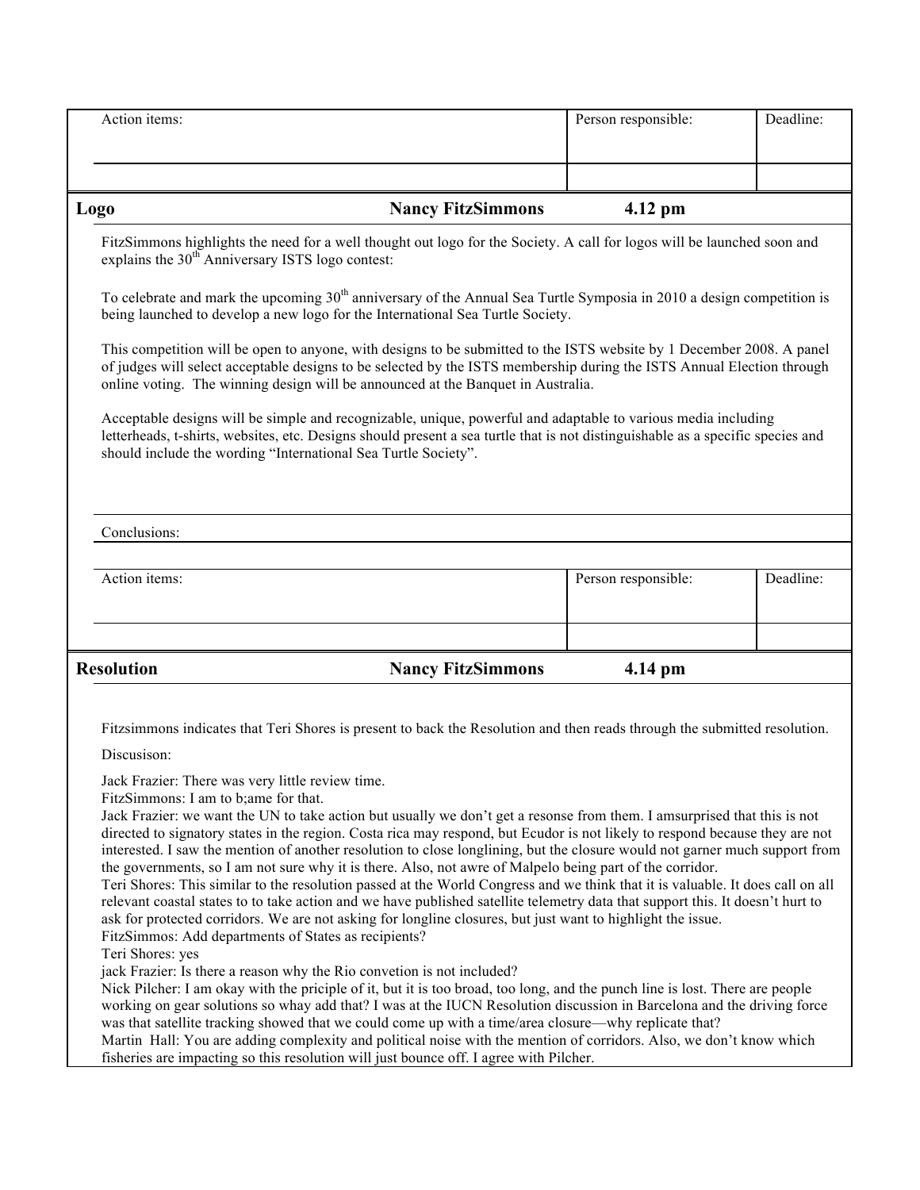| Action items: | Person responsible: | Deadline: |
| --- | --- | --- |
| | | |

| Logo | Nancy FitzSimmons | 4.12 pm |
| --- | --- | --- |

FitzSimmons highlights the need for a well thought out logo for the Society. A call for logos will be launched soon and explains the 30th Anniversary ISTS logo contest:

To celebrate and mark the upcoming 30th anniversary of the Annual Sea Turtle Symposia in 2010 a design competition is being launched to develop a new logo for the International Sea Turtle Society.

This competition will be open to anyone, with designs to be submitted to the ISTS website by 1 December 2008. A panel of judges will select acceptable designs to be selected by the ISTS membership during the ISTS Annual Election through online voting. The winning design will be announced at the Banquet in Australia.

Acceptable designs will be simple and recognizable, unique, powerful and adaptable to various media including letterheads, t-shirts, websites, etc. Designs should present a sea turtle that is not distinguishable as a specific species and should include the wording "International Sea Turtle Society".

Conclusions:

| Action items: | Person responsible: | Deadline: |
| --- | --- | --- |
| | | |

| Resolution | Nancy FitzSimmons | 4.14 pm |
| --- | --- | --- |

Fitzsimmons indicates that Teri Shores is present to back the Resolution and then reads through the submitted resolution.

Discusison:

Jack Frazier: There was very little review time.
FitzSimmons: I am to b;ame for that.
Jack Frazier: we want the UN to take action but usually we don't get a resonse from them. I amsurprised that this is not directed to signatory states in the region. Costa rica may respond, but Ecudor is not likely to respond because they are not interested. I saw the mention of another resolution to close longlining, but the closure would not garner much support from the governments, so I am not sure why it is there. Also, not awre of Malpelo being part of the corridor.
Teri Shores: This similar to the resolution passed at the World Congress and we think that it is valuable. It does call on all relevant coastal states to to take action and we have published satellite telemetry data that support this. It doesn't hurt to ask for protected corridors. We are not asking for longline closures, but just want to highlight the issue.
FitzSimmos: Add departments of States as recipients?
Teri Shores: yes
jack Frazier: Is there a reason why the Rio convetion is not included?
Nick Pilcher: I am okay with the priciple of it, but it is too broad, too long, and the punch line is lost. There are people working on gear solutions so whay add that? I was at the IUCN Resolution discussion in Barcelona and the driving force was that satellite tracking showed that we could come up with a time/area closure—why replicate that?
Martin Hall: You are adding complexity and political noise with the mention of corridors. Also, we don't know which fisheries are impacting so this resolution will just bounce off. I agree with Pilcher.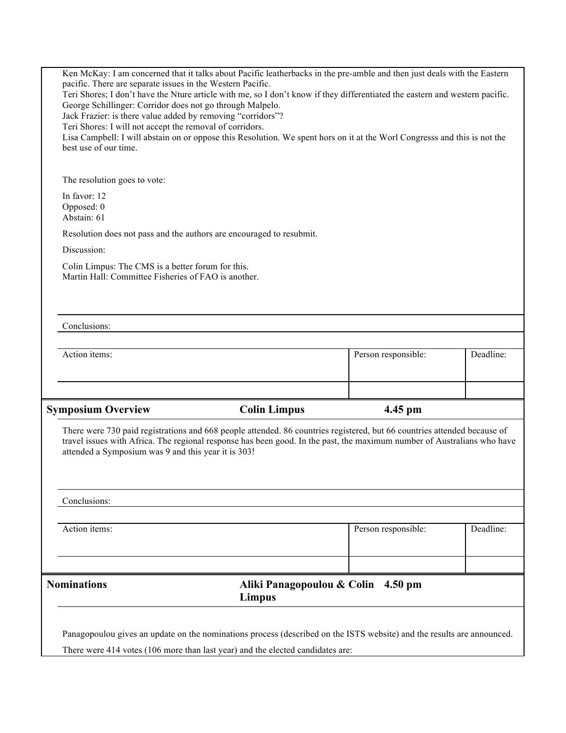Ken McKay: I am concerned that it talks about Pacific leatherbacks in the pre-amble and then just deals with the Eastern pacific. There are separate issues in the Western Pacific.
Teri Shores; I don't have the Nture article with me, so I don't know if they differentiated the eastern and western pacific.
George Schillinger: Corridor does not go through Malpelo.
Jack Frazier: is there value added by removing "corridors"?
Teri Shores: I will not accept the removal of corridors.
Lisa Campbell: I will abstain on or oppose this Resolution. We spent hors on it at the Worl Congresss and this is not the best use of our time.

The resolution goes to vote:

In favor: 12
Opposed: 0
Abstain: 61

Resolution does not pass and the authors are encouraged to resubmit.

Discussion:

Colin Limpus: The CMS is a better forum for this.
Martin Hall: Committee Fisheries of FAO is another.

Conclusions:

| Action items: | Person responsible: | Deadline: |
|---|---|---|
| | | |

## Symposium Overview — Colin Limpus — 4.45 pm

There were 730 paid registrations and 668 people attended. 86 countries registered, but 66 countries attended because of travel issues with Africa. The regional response has been good. In the past, the maximum number of Australians who have attended a Symposium was 9 and this year it is 303!

Conclusions:

| Action items: | Person responsible: | Deadline: |
|---|---|---|
| | | |

## Nominations — Aliki Panagopoulou & Colin Limpus — 4.50 pm

Panagopoulou gives an update on the nominations process (described on the ISTS website) and the results are announced.

There were 414 votes (106 more than last year) and the elected candidates are: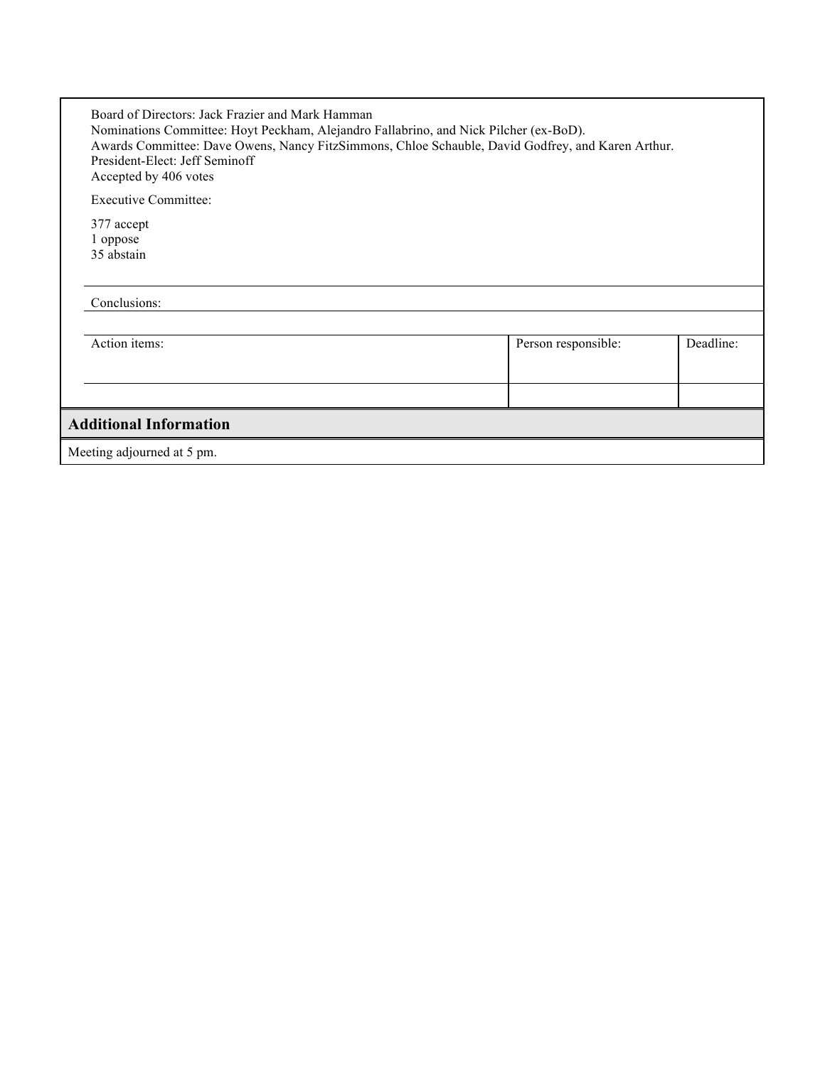Board of Directors: Jack Frazier and Mark Hamman
Nominations Committee: Hoyt Peckham, Alejandro Fallabrino, and Nick Pilcher (ex-BoD).
Awards Committee: Dave Owens, Nancy FitzSimmons, Chloe Schauble, David Godfrey, and Karen Arthur.
President-Elect: Jeff Seminoff
Accepted by 406 votes

Executive Committee:

377 accept
1 oppose
35 abstain

Conclusions:

| Action items: | Person responsible: | Deadline: |
| --- | --- | --- |
| | | |

## Additional Information

Meeting adjourned at 5 pm.